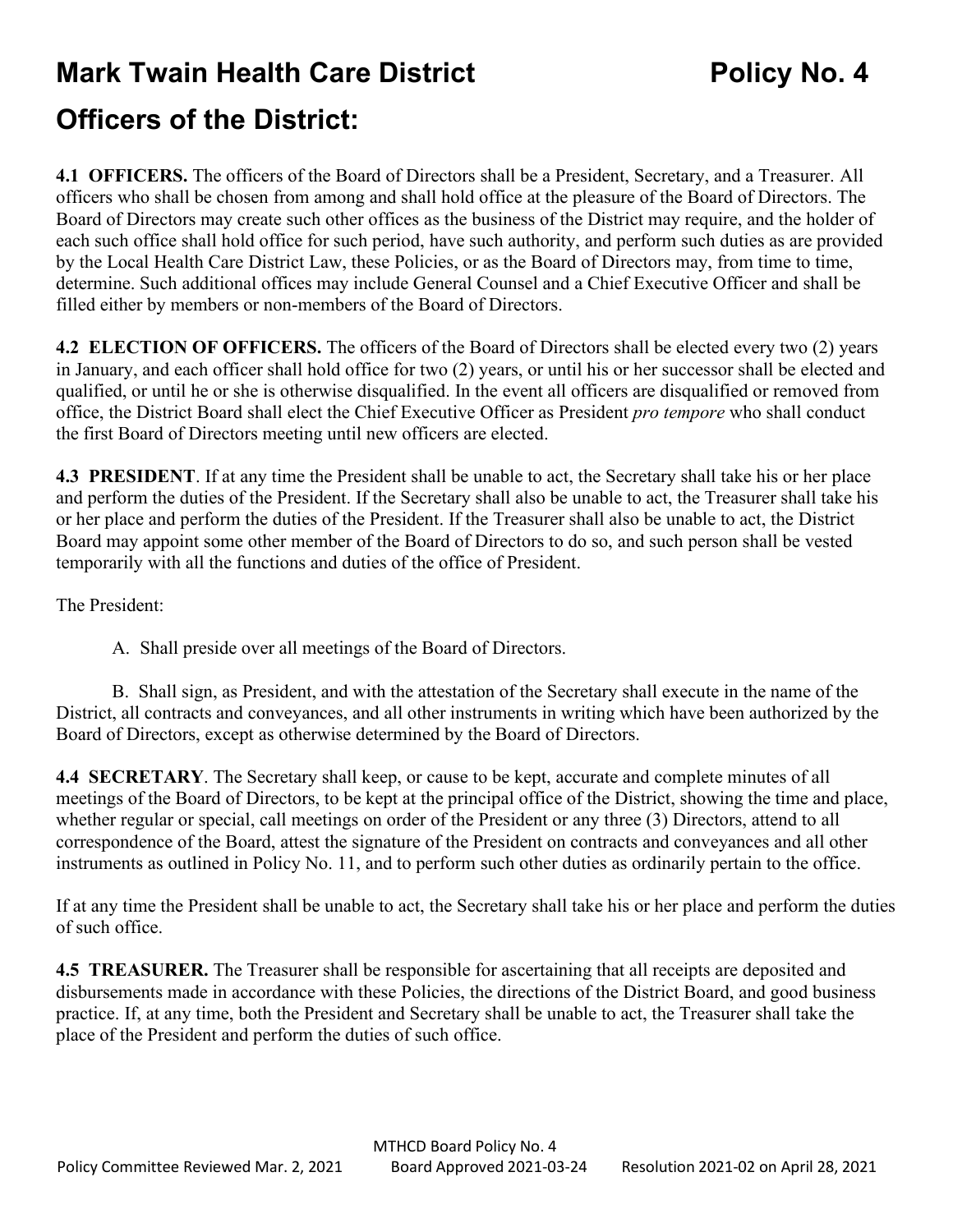# Mark Twain Health Care District Policy No. 4

## Officers of the District:

**4.1 OFFICERS.** The officers of the Board of Directors shall be a President, Secretary, and a Treasurer. All officers who shall be chosen from among and shall hold office at the pleasure of the Board of Directors. The Board of Directors may create such other offices as the business of the District may require, and the holder of each such office shall hold office for such period, have such authority, and perform such duties as are provided by the Local Health Care District Law, these Policies, or as the Board of Directors may, from time to time, determine. Such additional offices may include General Counsel and a Chief Executive Officer and shall be filled either by members or non-members of the Board of Directors.

**4.2 ELECTION OF OFFICERS.** The officers of the Board of Directors shall be elected every two (2) years in January, and each officer shall hold office for two (2) years, or until his or her successor shall be elected and qualified, or until he or she is otherwise disqualified. In the event all officers are disqualified or removed from office, the District Board shall elect the Chief Executive Officer as President *pro tempore* who shall conduct the first Board of Directors meeting until new officers are elected.

**4.3 PRESIDENT**. If at any time the President shall be unable to act, the Secretary shall take his or her place and perform the duties of the President. If the Secretary shall also be unable to act, the Treasurer shall take his or her place and perform the duties of the President. If the Treasurer shall also be unable to act, the District Board may appoint some other member of the Board of Directors to do so, and such person shall be vested temporarily with all the functions and duties of the office of President.

The President:

A. Shall preside over all meetings of the Board of Directors.

B. Shall sign, as President, and with the attestation of the Secretary shall execute in the name of the District, all contracts and conveyances, and all other instruments in writing which have been authorized by the Board of Directors, except as otherwise determined by the Board of Directors.

**4.4 SECRETARY**. The Secretary shall keep, or cause to be kept, accurate and complete minutes of all meetings of the Board of Directors, to be kept at the principal office of the District, showing the time and place, whether regular or special, call meetings on order of the President or any three (3) Directors, attend to all correspondence of the Board, attest the signature of the President on contracts and conveyances and all other instruments as outlined in Policy No. 11, and to perform such other duties as ordinarily pertain to the office.

If at any time the President shall be unable to act, the Secretary shall take his or her place and perform the duties of such office.

**4.5 TREASURER.** The Treasurer shall be responsible for ascertaining that all receipts are deposited and disbursements made in accordance with these Policies, the directions of the District Board, and good business practice. If, at any time, both the President and Secretary shall be unable to act, the Treasurer shall take the place of the President and perform the duties of such office.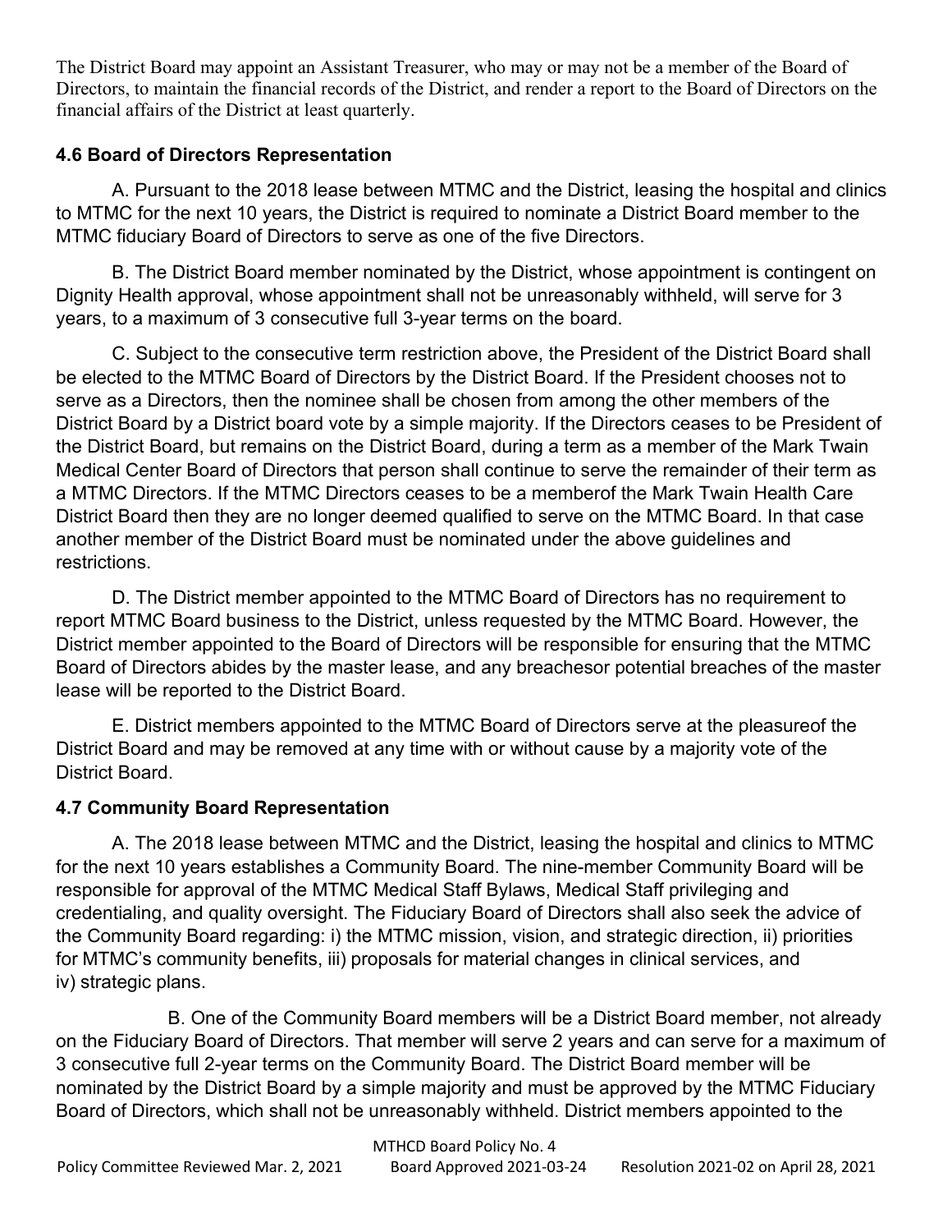The District Board may appoint an Assistant Treasurer, who may or may not be a member of the Board of Directors, to maintain the financial records of the District, and render a report to the Board of Directors on the financial affairs of the District at least quarterly.

### 4.6 Board of Directors Representation

A. Pursuant to the 2018 lease between MTMC and the District, leasing the hospital and clinics to MTMC for the next 10 years, the District is required to nominate a District Board member to the MTMC fiduciary Board of Directors to serve as one of the five Directors.

B. The District Board member nominated by the District, whose appointment is contingent on Dignity Health approval, whose appointment shall not be unreasonably withheld, will serve for 3 years, to a maximum of 3 consecutive full 3-year terms on the board.

C. Subject to the consecutive term restriction above, the President of the District Board shall be elected to the MTMC Board of Directors by the District Board. If the President chooses not to serve as a Directors, then the nominee shall be chosen from among the other members of the District Board by a District board vote by a simple majority. If the Directors ceases to be President of the District Board, but remains on the District Board, during a term as a member of the Mark Twain Medical Center Board of Directors that person shall continue to serve the remainder of their term as a MTMC Directors. If the MTMC Directors ceases to be a memberof the Mark Twain Health Care District Board then they are no longer deemed qualified to serve on the MTMC Board. In that case another member of the District Board must be nominated under the above guidelines and restrictions.

D. The District member appointed to the MTMC Board of Directors has no requirement to report MTMC Board business to the District, unless requested by the MTMC Board. However, the District member appointed to the Board of Directors will be responsible for ensuring that the MTMC Board of Directors abides by the master lease, and any breachesor potential breaches of the master lease will be reported to the District Board.

E. District members appointed to the MTMC Board of Directors serve at the pleasureof the District Board and may be removed at any time with or without cause by a majority vote of the District Board.

### 4.7 Community Board Representation

A. The 2018 lease between MTMC and the District, leasing the hospital and clinics to MTMC for the next 10 years establishes a Community Board. The nine-member Community Board will be responsible for approval of the MTMC Medical Staff Bylaws, Medical Staff privileging and credentialing, and quality oversight. The Fiduciary Board of Directors shall also seek the advice of the Community Board regarding: i) the MTMC mission, vision, and strategic direction, ii) priorities for MTMC's community benefits, iii) proposals for material changes in clinical services, and iv) strategic plans.

B. One of the Community Board members will be a District Board member, not already on the Fiduciary Board of Directors. That member will serve 2 years and can serve for a maximum of 3 consecutive full 2-year terms on the Community Board. The District Board member will be nominated by the District Board by a simple majority and must be approved by the MTMC Fiduciary Board of Directors, which shall not be unreasonably withheld. District members appointed to the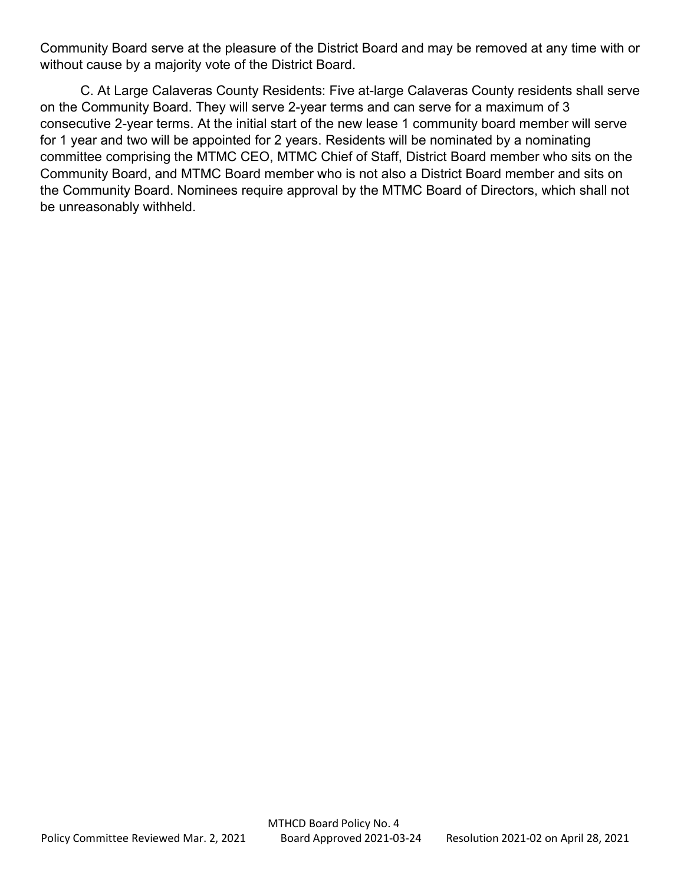Community Board serve at the pleasure of the District Board and may be removed at any time with or without cause by a majority vote of the District Board.

C. At Large Calaveras County Residents: Five at-large Calaveras County residents shall serve on the Community Board. They will serve 2-year terms and can serve for a maximum of 3 consecutive 2-year terms. At the initial start of the new lease 1 community board member will serve for 1 year and two will be appointed for 2 years. Residents will be nominated by a nominating committee comprising the MTMC CEO, MTMC Chief of Staff, District Board member who sits on the Community Board, and MTMC Board member who is not also a District Board member and sits on the Community Board. Nominees require approval by the MTMC Board of Directors, which shall not be unreasonably withheld.